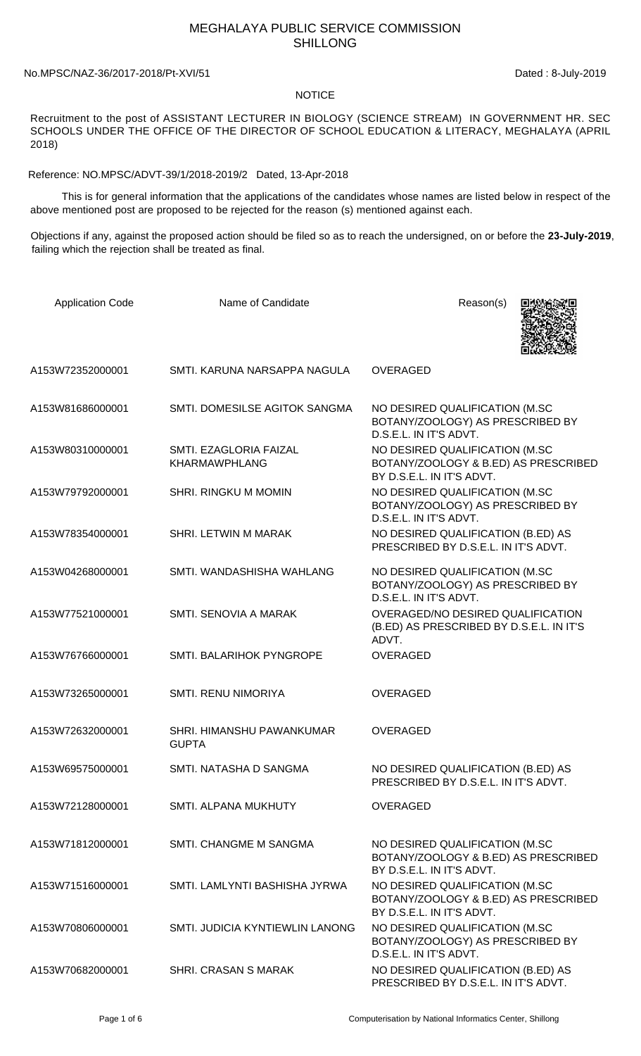# MEGHALAYA PUBLIC SERVICE COMMISSION
# SHILLONG

No.MPSC/NAZ-36/2017-2018/Pt-XVI/51 Dated : 8-July-2019

## NOTICE

Recruitment to the post of ASSISTANT LECTURER IN BIOLOGY (SCIENCE STREAM) IN GOVERNMENT HR. SEC SCHOOLS UNDER THE OFFICE OF THE DIRECTOR OF SCHOOL EDUCATION & LITERACY, MEGHALAYA (APRIL 2018)

Reference: NO.MPSC/ADVT-39/1/2018-2019/2 Dated, 13-Apr-2018

This is for general information that the applications of the candidates whose names are listed below in respect of the above mentioned post are proposed to be rejected for the reason (s) mentioned against each.

Objections if any, against the proposed action should be filed so as to reach the undersigned, on or before the **23-July-2019**, failing which the rejection shall be treated as final.

| Application Code | Name of Candidate | Reason(s) |
|---|---|---|
| A153W72352000001 | SMTI. KARUNA NARSAPPA NAGULA | OVERAGED |
| A153W81686000001 | SMTI. DOMESILSE AGITOK SANGMA | NO DESIRED QUALIFICATION (M.SC BOTANY/ZOOLOGY) AS PRESCRIBED BY D.S.E.L. IN IT'S ADVT. |
| A153W80310000001 | SMTI. EZAGLORIA FAIZAL KHARMAWPHLANG | NO DESIRED QUALIFICATION (M.SC BOTANY/ZOOLOGY & B.ED) AS PRESCRIBED BY D.S.E.L. IN IT'S ADVT. |
| A153W79792000001 | SHRI. RINGKU M MOMIN | NO DESIRED QUALIFICATION (M.SC BOTANY/ZOOLOGY) AS PRESCRIBED BY D.S.E.L. IN IT'S ADVT. |
| A153W78354000001 | SHRI. LETWIN M MARAK | NO DESIRED QUALIFICATION (B.ED) AS PRESCRIBED BY D.S.E.L. IN IT'S ADVT. |
| A153W04268000001 | SMTI. WANDASHISHA WAHLANG | NO DESIRED QUALIFICATION (M.SC BOTANY/ZOOLOGY) AS PRESCRIBED BY D.S.E.L. IN IT'S ADVT. |
| A153W77521000001 | SMTI. SENOVIA A MARAK | OVERAGED/NO DESIRED QUALIFICATION (B.ED) AS PRESCRIBED BY D.S.E.L. IN IT'S ADVT. |
| A153W76766000001 | SMTI. BALARIHOK PYNGROPE | OVERAGED |
| A153W73265000001 | SMTI. RENU NIMORIYA | OVERAGED |
| A153W72632000001 | SHRI. HIMANSHU PAWANKUMAR GUPTA | OVERAGED |
| A153W69575000001 | SMTI. NATASHA D SANGMA | NO DESIRED QUALIFICATION (B.ED) AS PRESCRIBED BY D.S.E.L. IN IT'S ADVT. |
| A153W72128000001 | SMTI. ALPANA MUKHUTY | OVERAGED |
| A153W71812000001 | SMTI. CHANGME M SANGMA | NO DESIRED QUALIFICATION (M.SC BOTANY/ZOOLOGY & B.ED) AS PRESCRIBED BY D.S.E.L. IN IT'S ADVT. |
| A153W71516000001 | SMTI. LAMLYNTI BASHISHA JYRWA | NO DESIRED QUALIFICATION (M.SC BOTANY/ZOOLOGY & B.ED) AS PRESCRIBED BY D.S.E.L. IN IT'S ADVT. |
| A153W70806000001 | SMTI. JUDICIA KYNTIEWLIN LANONG | NO DESIRED QUALIFICATION (M.SC BOTANY/ZOOLOGY) AS PRESCRIBED BY D.S.E.L. IN IT'S ADVT. |
| A153W70682000001 | SHRI. CRASAN S MARAK | NO DESIRED QUALIFICATION (B.ED) AS PRESCRIBED BY D.S.E.L. IN IT'S ADVT. |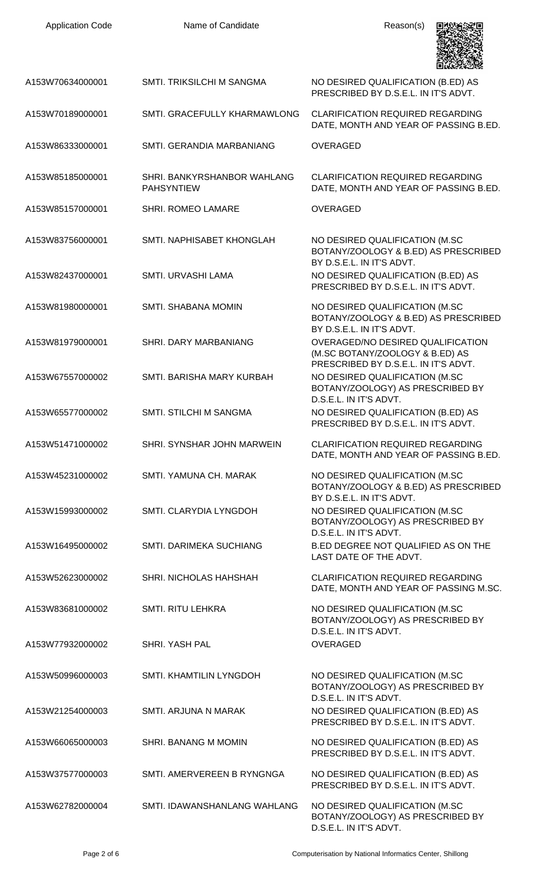| Application Code | Name of Candidate | Reason(s) |
|---|---|---|
| A153W70634000001 | SMTI. TRIKSILCHI M SANGMA | NO DESIRED QUALIFICATION (B.ED) AS PRESCRIBED BY D.S.E.L. IN IT'S ADVT. |
| A153W70189000001 | SMTI. GRACEFULLY KHARMAWLONG | CLARIFICATION REQUIRED REGARDING DATE, MONTH AND YEAR OF PASSING B.ED. |
| A153W86333000001 | SMTI. GERANDIA MARBANIANG | OVERAGED |
| A153W85185000001 | SHRI. BANKYRSHANBOR WAHLANG PAHSYNTIEW | CLARIFICATION REQUIRED REGARDING DATE, MONTH AND YEAR OF PASSING B.ED. |
| A153W85157000001 | SHRI. ROMEO LAMARE | OVERAGED |
| A153W83756000001 | SMTI. NAPHISABET KHONGLAH | NO DESIRED QUALIFICATION (M.SC BOTANY/ZOOLOGY & B.ED) AS PRESCRIBED BY D.S.E.L. IN IT'S ADVT. |
| A153W82437000001 | SMTI. URVASHI LAMA | NO DESIRED QUALIFICATION (B.ED) AS PRESCRIBED BY D.S.E.L. IN IT'S ADVT. |
| A153W81980000001 | SMTI. SHABANA MOMIN | NO DESIRED QUALIFICATION (M.SC BOTANY/ZOOLOGY & B.ED) AS PRESCRIBED BY D.S.E.L. IN IT'S ADVT. |
| A153W81979000001 | SHRI. DARY MARBANIANG | OVERAGED/NO DESIRED QUALIFICATION (M.SC BOTANY/ZOOLOGY & B.ED) AS PRESCRIBED BY D.S.E.L. IN IT'S ADVT. |
| A153W67557000002 | SMTI. BARISHA MARY KURBAH | NO DESIRED QUALIFICATION (M.SC BOTANY/ZOOLOGY) AS PRESCRIBED BY D.S.E.L. IN IT'S ADVT. |
| A153W65577000002 | SMTI. STILCHI M SANGMA | NO DESIRED QUALIFICATION (B.ED) AS PRESCRIBED BY D.S.E.L. IN IT'S ADVT. |
| A153W51471000002 | SHRI. SYNSHAR JOHN MARWEIN | CLARIFICATION REQUIRED REGARDING DATE, MONTH AND YEAR OF PASSING B.ED. |
| A153W45231000002 | SMTI. YAMUNA CH. MARAK | NO DESIRED QUALIFICATION (M.SC BOTANY/ZOOLOGY & B.ED) AS PRESCRIBED BY D.S.E.L. IN IT'S ADVT. |
| A153W15993000002 | SMTI. CLARYDIA LYNGDOH | NO DESIRED QUALIFICATION (M.SC BOTANY/ZOOLOGY) AS PRESCRIBED BY D.S.E.L. IN IT'S ADVT. |
| A153W16495000002 | SMTI. DARIMEKA SUCHIANG | B.ED DEGREE NOT QUALIFIED AS ON THE LAST DATE OF THE ADVT. |
| A153W52623000002 | SHRI. NICHOLAS HAHSHAH | CLARIFICATION REQUIRED REGARDING DATE, MONTH AND YEAR OF PASSING M.SC. |
| A153W83681000002 | SMTI. RITU LEHKRA | NO DESIRED QUALIFICATION (M.SC BOTANY/ZOOLOGY) AS PRESCRIBED BY D.S.E.L. IN IT'S ADVT. |
| A153W77932000002 | SHRI. YASH PAL | OVERAGED |
| A153W50996000003 | SMTI. KHAMTILIN LYNGDOH | NO DESIRED QUALIFICATION (M.SC BOTANY/ZOOLOGY) AS PRESCRIBED BY D.S.E.L. IN IT'S ADVT. |
| A153W21254000003 | SMTI. ARJUNA N MARAK | NO DESIRED QUALIFICATION (B.ED) AS PRESCRIBED BY D.S.E.L. IN IT'S ADVT. |
| A153W66065000003 | SHRI. BANANG M MOMIN | NO DESIRED QUALIFICATION (B.ED) AS PRESCRIBED BY D.S.E.L. IN IT'S ADVT. |
| A153W37577000003 | SMTI. AMERVEREEN B RYNGNGA | NO DESIRED QUALIFICATION (B.ED) AS PRESCRIBED BY D.S.E.L. IN IT'S ADVT. |
| A153W62782000004 | SMTI. IDAWANSHANLANG WAHLANG | NO DESIRED QUALIFICATION (M.SC BOTANY/ZOOLOGY) AS PRESCRIBED BY D.S.E.L. IN IT'S ADVT. |

Computerisation by National Informatics Center, Shillong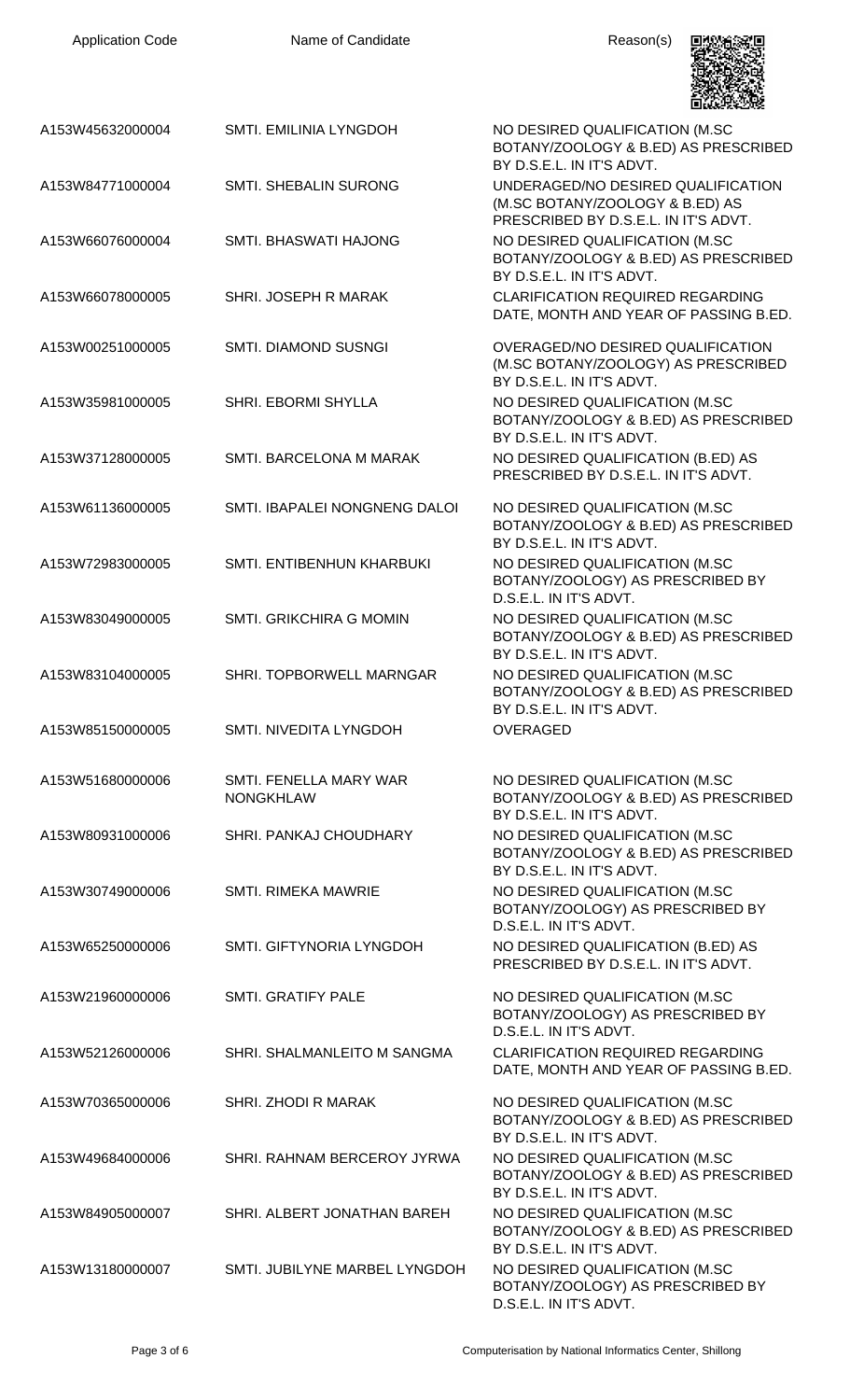| Application Code | Name of Candidate | Reason(s) |
|---|---|---|
| A153W45632000004 | SMTI. EMILINIA LYNGDOH | NO DESIRED QUALIFICATION (M.SC BOTANY/ZOOLOGY & B.ED) AS PRESCRIBED BY D.S.E.L. IN IT'S ADVT. |
| A153W84771000004 | SMTI. SHEBALIN SURONG | UNDERAGED/NO DESIRED QUALIFICATION (M.SC BOTANY/ZOOLOGY & B.ED) AS PRESCRIBED BY D.S.E.L. IN IT'S ADVT. |
| A153W66076000004 | SMTI. BHASWATI HAJONG | NO DESIRED QUALIFICATION (M.SC BOTANY/ZOOLOGY & B.ED) AS PRESCRIBED BY D.S.E.L. IN IT'S ADVT. |
| A153W66078000005 | SHRI. JOSEPH R MARAK | CLARIFICATION REQUIRED REGARDING DATE, MONTH AND YEAR OF PASSING B.ED. |
| A153W00251000005 | SMTI. DIAMOND SUSNGI | OVERAGED/NO DESIRED QUALIFICATION (M.SC BOTANY/ZOOLOGY) AS PRESCRIBED BY D.S.E.L. IN IT'S ADVT. |
| A153W35981000005 | SHRI. EBORMI SHYLLA | NO DESIRED QUALIFICATION (M.SC BOTANY/ZOOLOGY & B.ED) AS PRESCRIBED BY D.S.E.L. IN IT'S ADVT. |
| A153W37128000005 | SMTI. BARCELONA M MARAK | NO DESIRED QUALIFICATION (B.ED) AS PRESCRIBED BY D.S.E.L. IN IT'S ADVT. |
| A153W61136000005 | SMTI. IBAPALEI NONGNENG DALOI | NO DESIRED QUALIFICATION (M.SC BOTANY/ZOOLOGY & B.ED) AS PRESCRIBED BY D.S.E.L. IN IT'S ADVT. |
| A153W72983000005 | SMTI. ENTIBENHUN KHARBUKI | NO DESIRED QUALIFICATION (M.SC BOTANY/ZOOLOGY) AS PRESCRIBED BY D.S.E.L. IN IT'S ADVT. |
| A153W83049000005 | SMTI. GRIKCHIRA G MOMIN | NO DESIRED QUALIFICATION (M.SC BOTANY/ZOOLOGY & B.ED) AS PRESCRIBED BY D.S.E.L. IN IT'S ADVT. |
| A153W83104000005 | SHRI. TOPBORWELL MARNGAR | NO DESIRED QUALIFICATION (M.SC BOTANY/ZOOLOGY & B.ED) AS PRESCRIBED BY D.S.E.L. IN IT'S ADVT. |
| A153W85150000005 | SMTI. NIVEDITA LYNGDOH | OVERAGED |
| A153W51680000006 | SMTI. FENELLA MARY WAR NONGKHLAW | NO DESIRED QUALIFICATION (M.SC BOTANY/ZOOLOGY & B.ED) AS PRESCRIBED BY D.S.E.L. IN IT'S ADVT. |
| A153W80931000006 | SHRI. PANKAJ CHOUDHARY | NO DESIRED QUALIFICATION (M.SC BOTANY/ZOOLOGY & B.ED) AS PRESCRIBED BY D.S.E.L. IN IT'S ADVT. |
| A153W30749000006 | SMTI. RIMEKA MAWRIE | NO DESIRED QUALIFICATION (M.SC BOTANY/ZOOLOGY) AS PRESCRIBED BY D.S.E.L. IN IT'S ADVT. |
| A153W65250000006 | SMTI. GIFTYNORIA LYNGDOH | NO DESIRED QUALIFICATION (B.ED) AS PRESCRIBED BY D.S.E.L. IN IT'S ADVT. |
| A153W21960000006 | SMTI. GRATIFY PALE | NO DESIRED QUALIFICATION (M.SC BOTANY/ZOOLOGY) AS PRESCRIBED BY D.S.E.L. IN IT'S ADVT. |
| A153W52126000006 | SHRI. SHALMANLEITO M SANGMA | CLARIFICATION REQUIRED REGARDING DATE, MONTH AND YEAR OF PASSING B.ED. |
| A153W70365000006 | SHRI. ZHODI R MARAK | NO DESIRED QUALIFICATION (M.SC BOTANY/ZOOLOGY & B.ED) AS PRESCRIBED BY D.S.E.L. IN IT'S ADVT. |
| A153W49684000006 | SHRI. RAHNAM BERCEROY JYRWA | NO DESIRED QUALIFICATION (M.SC BOTANY/ZOOLOGY & B.ED) AS PRESCRIBED BY D.S.E.L. IN IT'S ADVT. |
| A153W84905000007 | SHRI. ALBERT JONATHAN BAREH | NO DESIRED QUALIFICATION (M.SC BOTANY/ZOOLOGY & B.ED) AS PRESCRIBED BY D.S.E.L. IN IT'S ADVT. |
| A153W13180000007 | SMTI. JUBILYNE MARBEL LYNGDOH | NO DESIRED QUALIFICATION (M.SC BOTANY/ZOOLOGY) AS PRESCRIBED BY D.S.E.L. IN IT'S ADVT. |

Computerisation by National Informatics Center, Shillong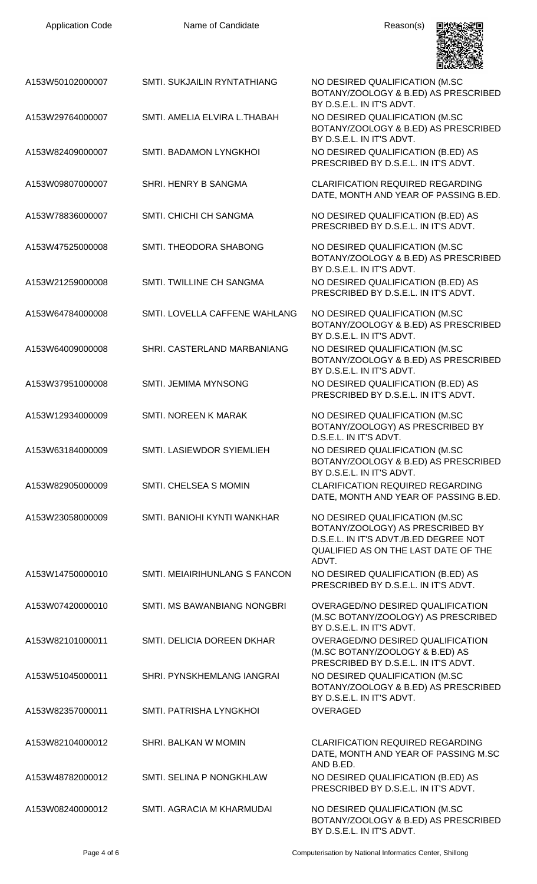| Application Code | Name of Candidate | Reason(s) |
| --- | --- | --- |
| A153W50102000007 | SMTI. SUKJAILIN RYNTATHIANG | NO DESIRED QUALIFICATION (M.SC BOTANY/ZOOLOGY & B.ED) AS PRESCRIBED BY D.S.E.L. IN IT'S ADVT. |
| A153W29764000007 | SMTI. AMELIA ELVIRA L.THABAH | NO DESIRED QUALIFICATION (M.SC BOTANY/ZOOLOGY & B.ED) AS PRESCRIBED BY D.S.E.L. IN IT'S ADVT. |
| A153W82409000007 | SMTI. BADAMON LYNGKHOI | NO DESIRED QUALIFICATION (B.ED) AS PRESCRIBED BY D.S.E.L. IN IT'S ADVT. |
| A153W09807000007 | SHRI. HENRY B SANGMA | CLARIFICATION REQUIRED REGARDING DATE, MONTH AND YEAR OF PASSING B.ED. |
| A153W78836000007 | SMTI. CHICHI CH SANGMA | NO DESIRED QUALIFICATION (B.ED) AS PRESCRIBED BY D.S.E.L. IN IT'S ADVT. |
| A153W47525000008 | SMTI. THEODORA SHABONG | NO DESIRED QUALIFICATION (M.SC BOTANY/ZOOLOGY & B.ED) AS PRESCRIBED BY D.S.E.L. IN IT'S ADVT. |
| A153W21259000008 | SMTI. TWILLINE CH SANGMA | NO DESIRED QUALIFICATION (B.ED) AS PRESCRIBED BY D.S.E.L. IN IT'S ADVT. |
| A153W64784000008 | SMTI. LOVELLA CAFFENE WAHLANG | NO DESIRED QUALIFICATION (M.SC BOTANY/ZOOLOGY & B.ED) AS PRESCRIBED BY D.S.E.L. IN IT'S ADVT. |
| A153W64009000008 | SHRI. CASTERLAND MARBANIANG | NO DESIRED QUALIFICATION (M.SC BOTANY/ZOOLOGY & B.ED) AS PRESCRIBED BY D.S.E.L. IN IT'S ADVT. |
| A153W37951000008 | SMTI. JEMIMA MYNSONG | NO DESIRED QUALIFICATION (B.ED) AS PRESCRIBED BY D.S.E.L. IN IT'S ADVT. |
| A153W12934000009 | SMTI. NOREEN K MARAK | NO DESIRED QUALIFICATION (M.SC BOTANY/ZOOLOGY) AS PRESCRIBED BY D.S.E.L. IN IT'S ADVT. |
| A153W63184000009 | SMTI. LASIEWDOR SYIEMLIEH | NO DESIRED QUALIFICATION (M.SC BOTANY/ZOOLOGY & B.ED) AS PRESCRIBED BY D.S.E.L. IN IT'S ADVT. |
| A153W82905000009 | SMTI. CHELSEA S MOMIN | CLARIFICATION REQUIRED REGARDING DATE, MONTH AND YEAR OF PASSING B.ED. |
| A153W23058000009 | SMTI. BANIOHI KYNTI WANKHAR | NO DESIRED QUALIFICATION (M.SC BOTANY/ZOOLOGY) AS PRESCRIBED BY D.S.E.L. IN IT'S ADVT./B.ED DEGREE NOT QUALIFIED AS ON THE LAST DATE OF THE ADVT. |
| A153W14750000010 | SMTI. MEIAIRIHUNLANG S FANCON | NO DESIRED QUALIFICATION (B.ED) AS PRESCRIBED BY D.S.E.L. IN IT'S ADVT. |
| A153W07420000010 | SMTI. MS BAWANBIANG NONGBRI | OVERAGED/NO DESIRED QUALIFICATION (M.SC BOTANY/ZOOLOGY) AS PRESCRIBED BY D.S.E.L. IN IT'S ADVT. |
| A153W82101000011 | SMTI. DELICIA DOREEN DKHAR | OVERAGED/NO DESIRED QUALIFICATION (M.SC BOTANY/ZOOLOGY & B.ED) AS PRESCRIBED BY D.S.E.L. IN IT'S ADVT. |
| A153W51045000011 | SHRI. PYNSKHEMLANG IANGRAI | NO DESIRED QUALIFICATION (M.SC BOTANY/ZOOLOGY & B.ED) AS PRESCRIBED BY D.S.E.L. IN IT'S ADVT. |
| A153W82357000011 | SMTI. PATRISHA LYNGKHOI | OVERAGED |
| A153W82104000012 | SHRI. BALKAN W MOMIN | CLARIFICATION REQUIRED REGARDING DATE, MONTH AND YEAR OF PASSING M.SC AND B.ED. |
| A153W48782000012 | SMTI. SELINA P NONGKHLAW | NO DESIRED QUALIFICATION (B.ED) AS PRESCRIBED BY D.S.E.L. IN IT'S ADVT. |
| A153W08240000012 | SMTI. AGRACIA M KHARMUDAI | NO DESIRED QUALIFICATION (M.SC BOTANY/ZOOLOGY & B.ED) AS PRESCRIBED BY D.S.E.L. IN IT'S ADVT. |

Computerisation by National Informatics Center, Shillong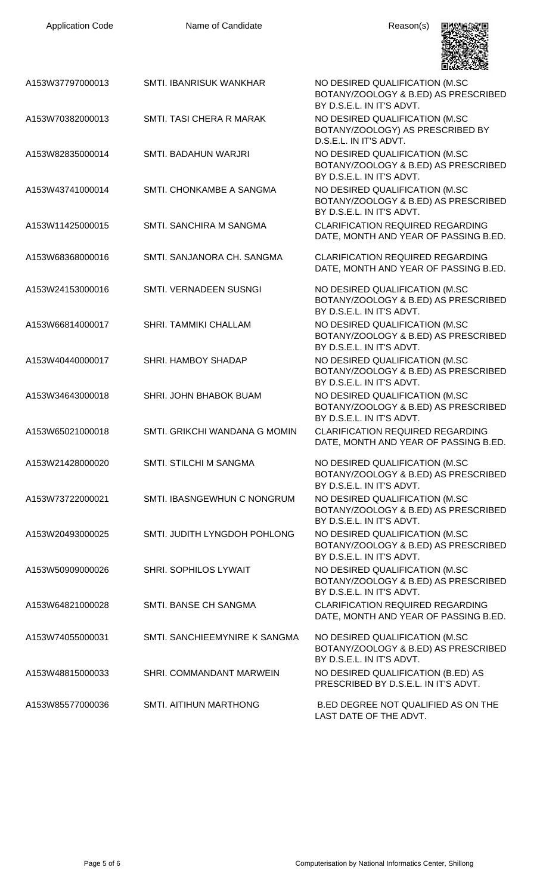| Application Code | Name of Candidate | Reason(s) |
| --- | --- | --- |
| A153W37797000013 | SMTI. IBANRISUK WANKHAR | NO DESIRED QUALIFICATION (M.SC BOTANY/ZOOLOGY & B.ED) AS PRESCRIBED BY D.S.E.L. IN IT'S ADVT. |
| A153W70382000013 | SMTI. TASI CHERA R MARAK | NO DESIRED QUALIFICATION (M.SC BOTANY/ZOOLOGY) AS PRESCRIBED BY D.S.E.L. IN IT'S ADVT. |
| A153W82835000014 | SMTI. BADAHUN WARJRI | NO DESIRED QUALIFICATION (M.SC BOTANY/ZOOLOGY & B.ED) AS PRESCRIBED BY D.S.E.L. IN IT'S ADVT. |
| A153W43741000014 | SMTI. CHONKAMBE A SANGMA | NO DESIRED QUALIFICATION (M.SC BOTANY/ZOOLOGY & B.ED) AS PRESCRIBED BY D.S.E.L. IN IT'S ADVT. |
| A153W11425000015 | SMTI. SANCHIRA M SANGMA | CLARIFICATION REQUIRED REGARDING DATE, MONTH AND YEAR OF PASSING B.ED. |
| A153W68368000016 | SMTI. SANJANORA CH. SANGMA | CLARIFICATION REQUIRED REGARDING DATE, MONTH AND YEAR OF PASSING B.ED. |
| A153W24153000016 | SMTI. VERNADEEN SUSNGI | NO DESIRED QUALIFICATION (M.SC BOTANY/ZOOLOGY & B.ED) AS PRESCRIBED BY D.S.E.L. IN IT'S ADVT. |
| A153W66814000017 | SHRI. TAMMIKI CHALLAM | NO DESIRED QUALIFICATION (M.SC BOTANY/ZOOLOGY & B.ED) AS PRESCRIBED BY D.S.E.L. IN IT'S ADVT. |
| A153W40440000017 | SHRI. HAMBOY SHADAP | NO DESIRED QUALIFICATION (M.SC BOTANY/ZOOLOGY & B.ED) AS PRESCRIBED BY D.S.E.L. IN IT'S ADVT. |
| A153W34643000018 | SHRI. JOHN BHABOK BUAM | NO DESIRED QUALIFICATION (M.SC BOTANY/ZOOLOGY & B.ED) AS PRESCRIBED BY D.S.E.L. IN IT'S ADVT. |
| A153W65021000018 | SMTI. GRIKCHI WANDANA G MOMIN | CLARIFICATION REQUIRED REGARDING DATE, MONTH AND YEAR OF PASSING B.ED. |
| A153W21428000020 | SMTI. STILCHI M SANGMA | NO DESIRED QUALIFICATION (M.SC BOTANY/ZOOLOGY & B.ED) AS PRESCRIBED BY D.S.E.L. IN IT'S ADVT. |
| A153W73722000021 | SMTI. IBASNGEWHUN C NONGRUM | NO DESIRED QUALIFICATION (M.SC BOTANY/ZOOLOGY & B.ED) AS PRESCRIBED BY D.S.E.L. IN IT'S ADVT. |
| A153W20493000025 | SMTI. JUDITH LYNGDOH POHLONG | NO DESIRED QUALIFICATION (M.SC BOTANY/ZOOLOGY & B.ED) AS PRESCRIBED BY D.S.E.L. IN IT'S ADVT. |
| A153W50909000026 | SHRI. SOPHILOS LYWAIT | NO DESIRED QUALIFICATION (M.SC BOTANY/ZOOLOGY & B.ED) AS PRESCRIBED BY D.S.E.L. IN IT'S ADVT. |
| A153W64821000028 | SMTI. BANSE CH SANGMA | CLARIFICATION REQUIRED REGARDING DATE, MONTH AND YEAR OF PASSING B.ED. |
| A153W74055000031 | SMTI. SANCHIEEMYNIRE K SANGMA | NO DESIRED QUALIFICATION (M.SC BOTANY/ZOOLOGY & B.ED) AS PRESCRIBED BY D.S.E.L. IN IT'S ADVT. |
| A153W48815000033 | SHRI. COMMANDANT MARWEIN | NO DESIRED QUALIFICATION (B.ED) AS PRESCRIBED BY D.S.E.L. IN IT'S ADVT. |
| A153W85577000036 | SMTI. AITIHUN MARTHONG | B.ED DEGREE NOT QUALIFIED AS ON THE LAST DATE OF THE ADVT. |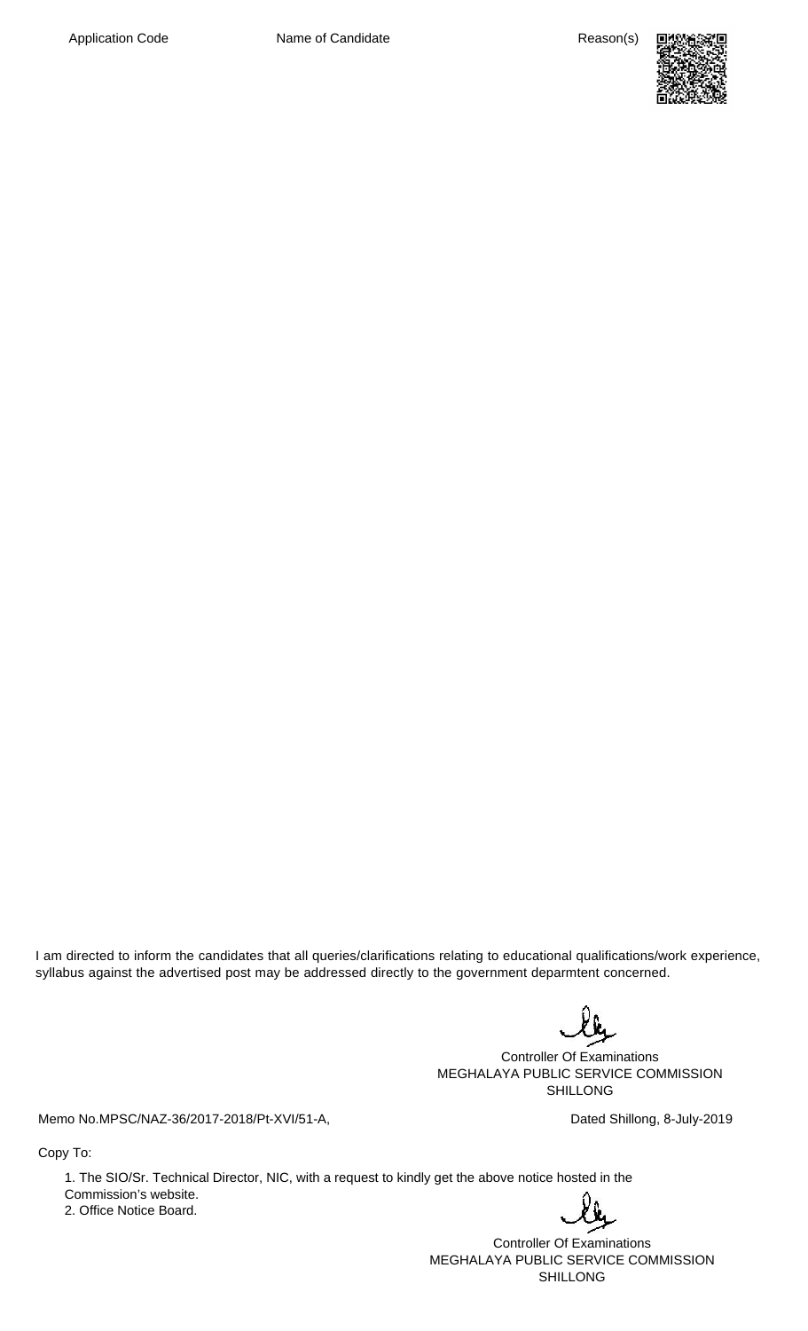| Application Code | Name of Candidate | Reason(s) |
|---|---|---|

I am directed to inform the candidates that all queries/clarifications relating to educational qualifications/work experience, syllabus against the advertised post may be addressed directly to the government deparmtent concerned.

Controller Of Examinations
MEGHALAYA PUBLIC SERVICE COMMISSION
SHILLONG

Memo No.MPSC/NAZ-36/2017-2018/Pt-XVI/51-A,

Dated Shillong, 8-July-2019

Copy To:

1. The SIO/Sr. Technical Director, NIC, with a request to kindly get the above notice hosted in the Commission's website.
2. Office Notice Board.

Controller Of Examinations
MEGHALAYA PUBLIC SERVICE COMMISSION
SHILLONG